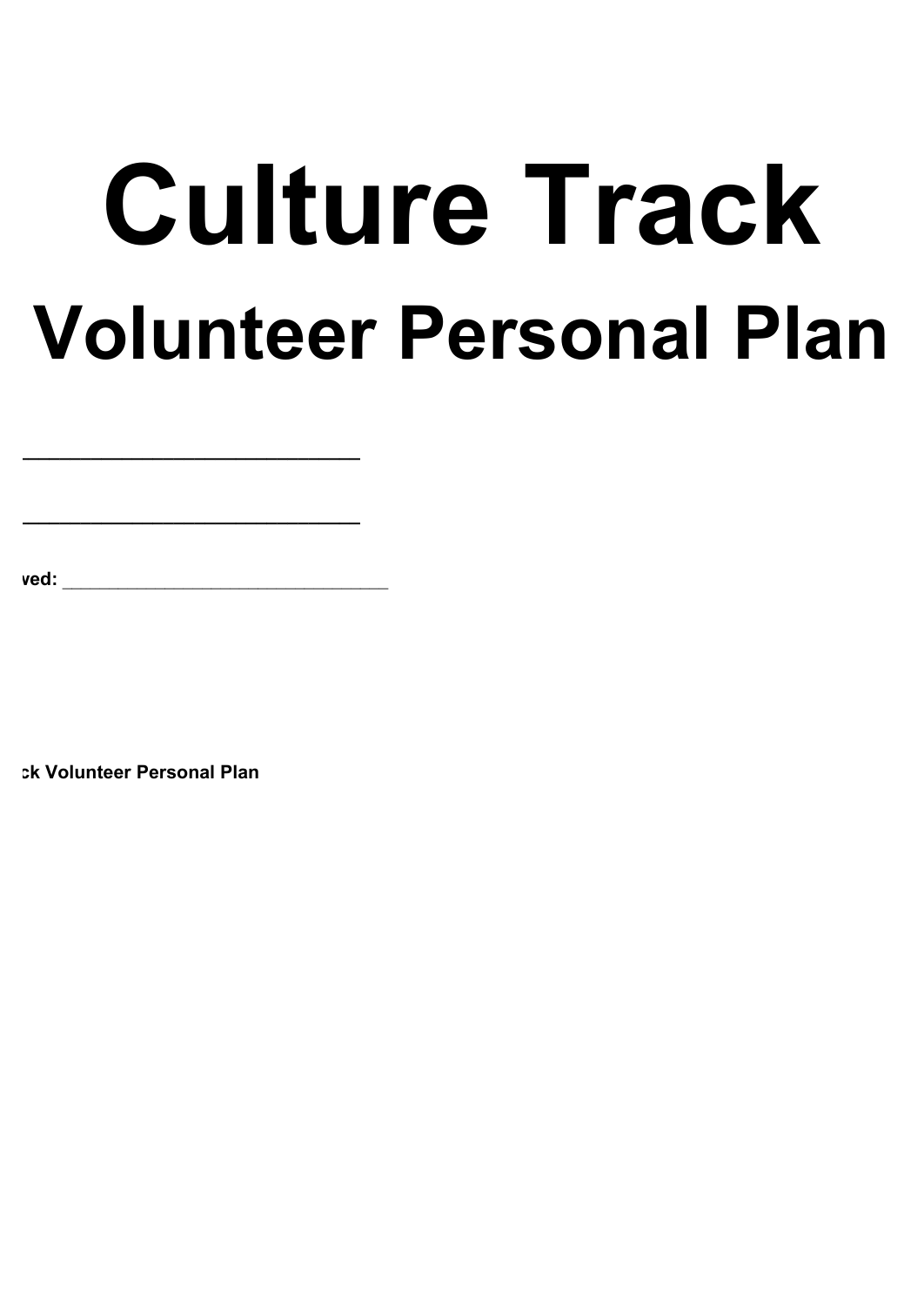# Culture Track

# Volunteer Personal Plan

\_\_\_\_\_\_\_\_\_\_\_\_\_\_\_\_\_\_\_\_\_\_\_\_\_\_\_\_\_\_

\_\_\_\_\_\_\_\_\_\_\_\_\_\_\_\_\_\_\_\_\_\_\_\_\_\_\_\_\_\_

**ved:** \_\_\_\_\_\_\_\_\_\_\_\_\_\_\_\_\_\_\_\_\_\_\_\_\_\_\_\_\_\_

**ck Volunteer Personal Plan**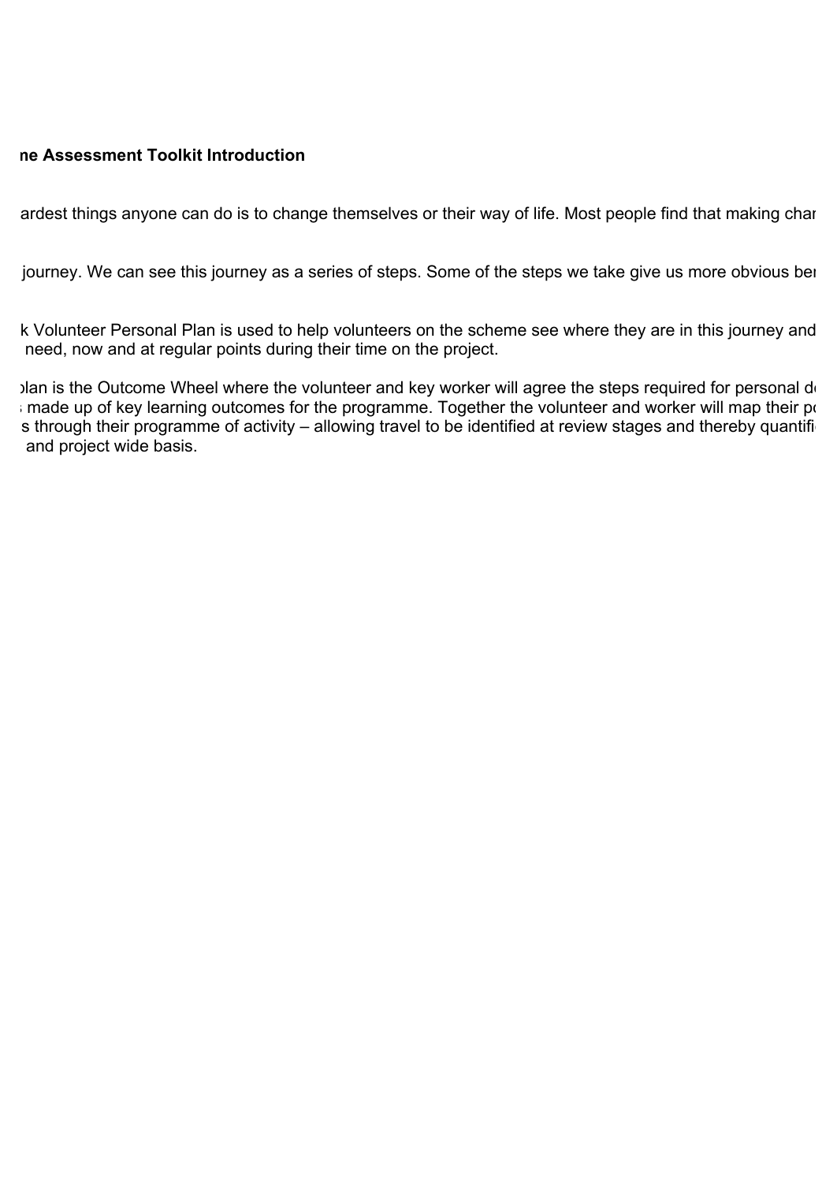**ne Assessment Toolkit Introduction**

ardest things anyone can do is to change themselves or their way of life. Most people find that making char

journey. We can see this journey as a series of steps. Some of the steps we take give us more obvious ber

k Volunteer Personal Plan is used to help volunteers on the scheme see where they are in this journey and need, now and at regular points during their time on the project.

plan is the Outcome Wheel where the volunteer and key worker will agree the steps required for personal d made up of key learning outcomes for the programme. Together the volunteer and worker will map their p s through their programme of activity – allowing travel to be identified at review stages and thereby quantifi and project wide basis.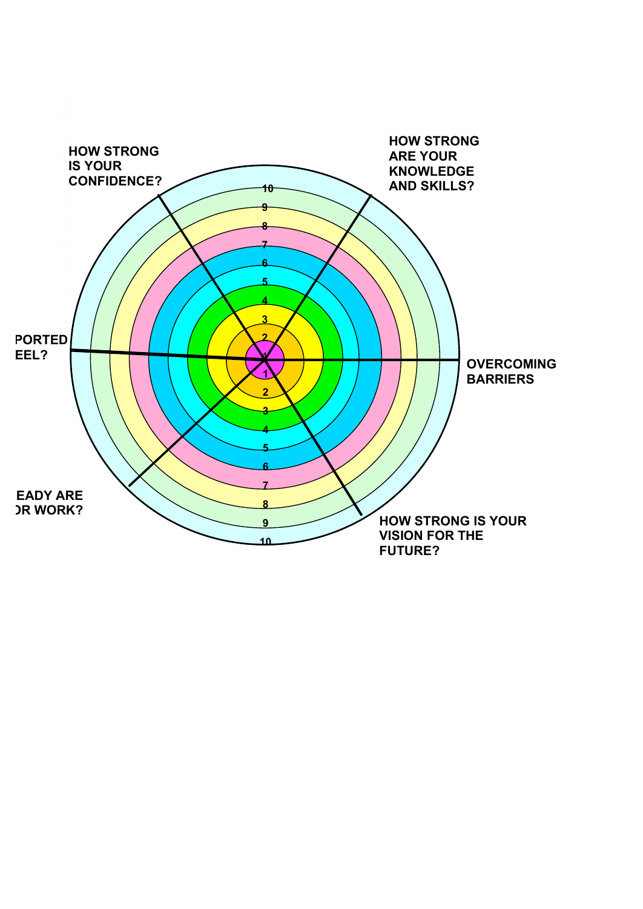HOW STRONG IS YOUR CONFIDENCE?

HOW STRONG ARE YOUR KNOWLEDGE AND SKILLS?

PORTED EEL?

OVERCOMING BARRIERS

EADY ARE ƆR WORK?

HOW STRONG IS YOUR VISION FOR THE FUTURE?

10 9 8 7 6 5 4 3 2 1

1 2 3 4 5 6 7 8 9 10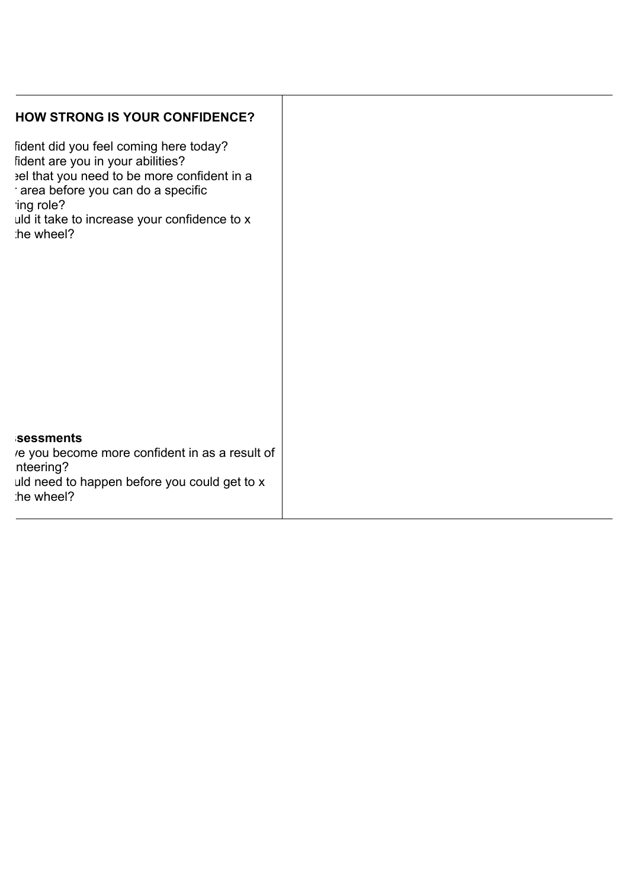**HOW STRONG IS YOUR CONFIDENCE?**

fident did you feel coming here today?
fident are you in your abilities?
eel that you need to be more confident in a
area before you can do a specific
ing role?
uld it take to increase your confidence to x
he wheel?

**sessments**

e you become more confident in as a result of
nteering?
uld need to happen before you could get to x
he wheel?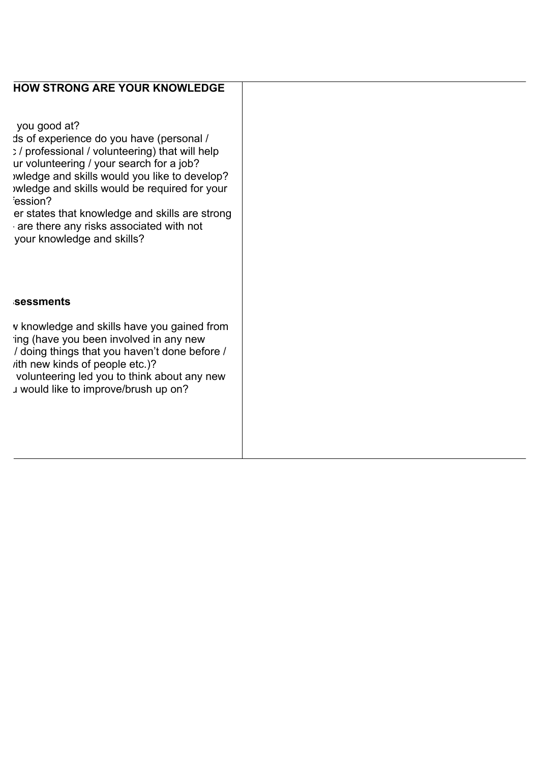| HOW STRONG ARE YOUR KNOWLEDGE<br><br>you good at?<br>ds of experience do you have (personal / c / professional / volunteering) that will help ur volunteering / your search for a job?<br>owledge and skills would you like to develop?<br>owledge and skills would be required for your fession?<br>er states that knowledge and skills are strong · are there any risks associated with not your knowledge and skills?<br><br>**sessments**<br><br>w knowledge and skills have you gained from ing (have you been involved in any new / doing things that you haven't done before / with new kinds of people etc.)?<br>volunteering led you to think about any new u would like to improve/brush up on? | |
|---|---|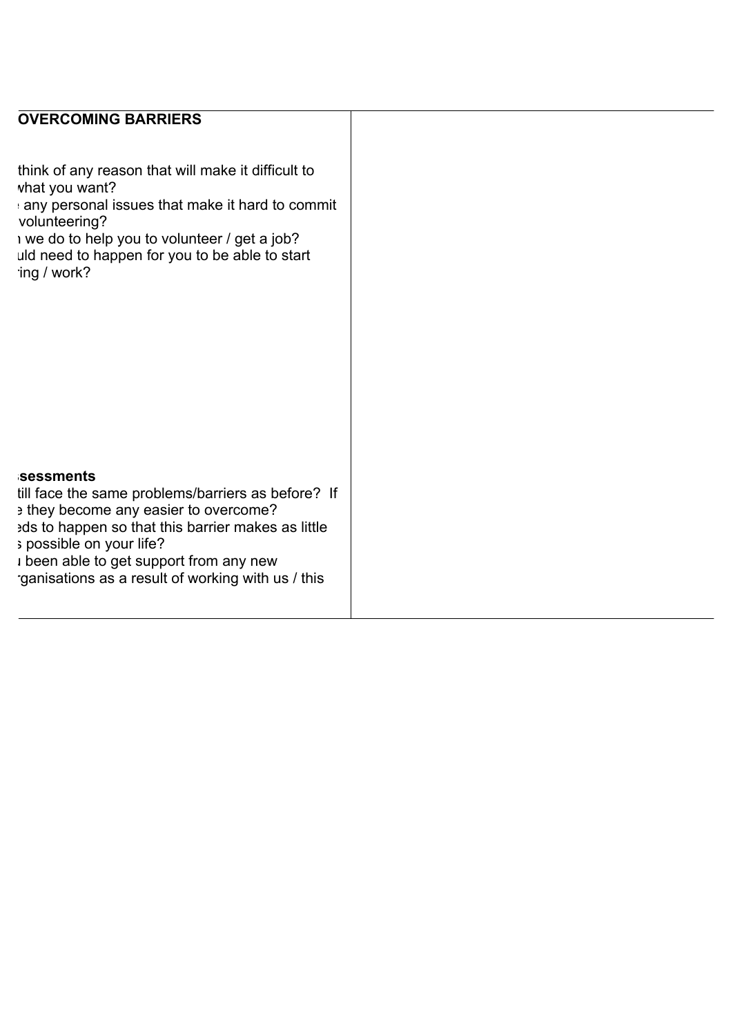| OVERCOMING BARRIERS | |
|---|---|
| think of any reason that will make it difficult to what you want?<br>any personal issues that make it hard to commit volunteering?<br>ı we do to help you to volunteer / get a job?<br>uld need to happen for you to be able to start ing / work? | |
| **sessments**<br>till face the same problems/barriers as before? If they become any easier to overcome?<br>eds to happen so that this barrier makes as little s possible on your life?<br>ı been able to get support from any new ganisations as a result of working with us / this | |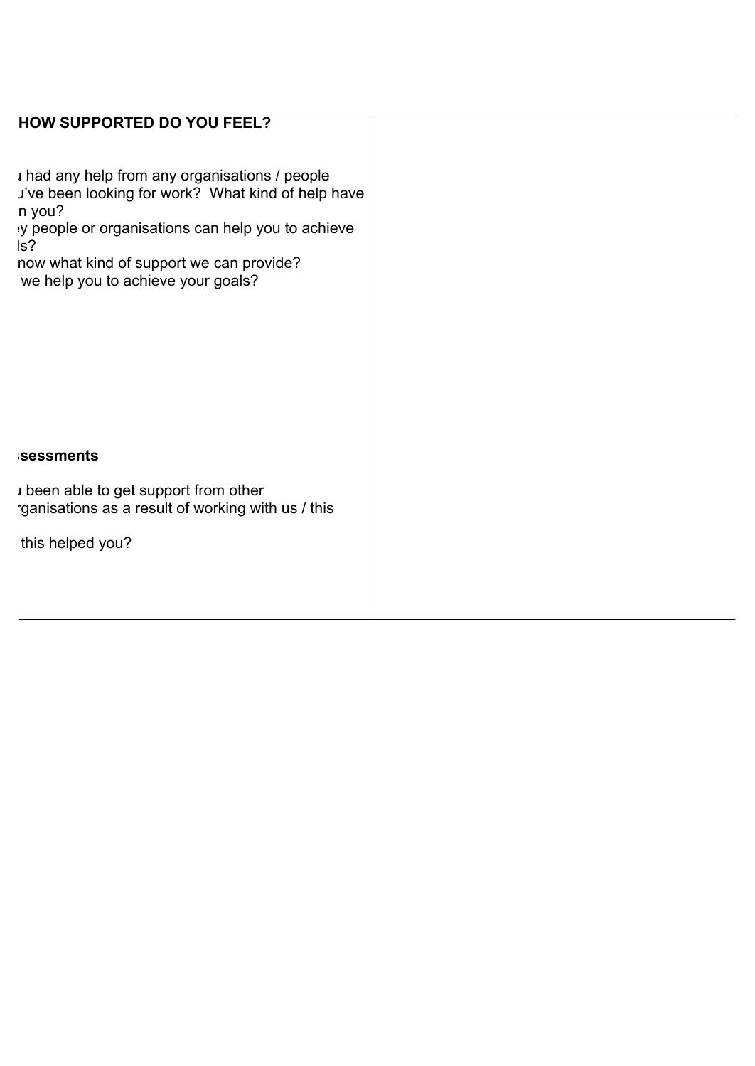| HOW SUPPORTED DO YOU FEEL? | |
|---|---|
| ı had any help from any organisations / people ı've been looking for work? What kind of help have n you?<br>ey people or organisations can help you to achieve ls?<br>now what kind of support we can provide?<br>we help you to achieve your goals? | |
| **sessments**<br><br>ı been able to get support from other rganisations as a result of working with us / this<br><br>this helped you? | |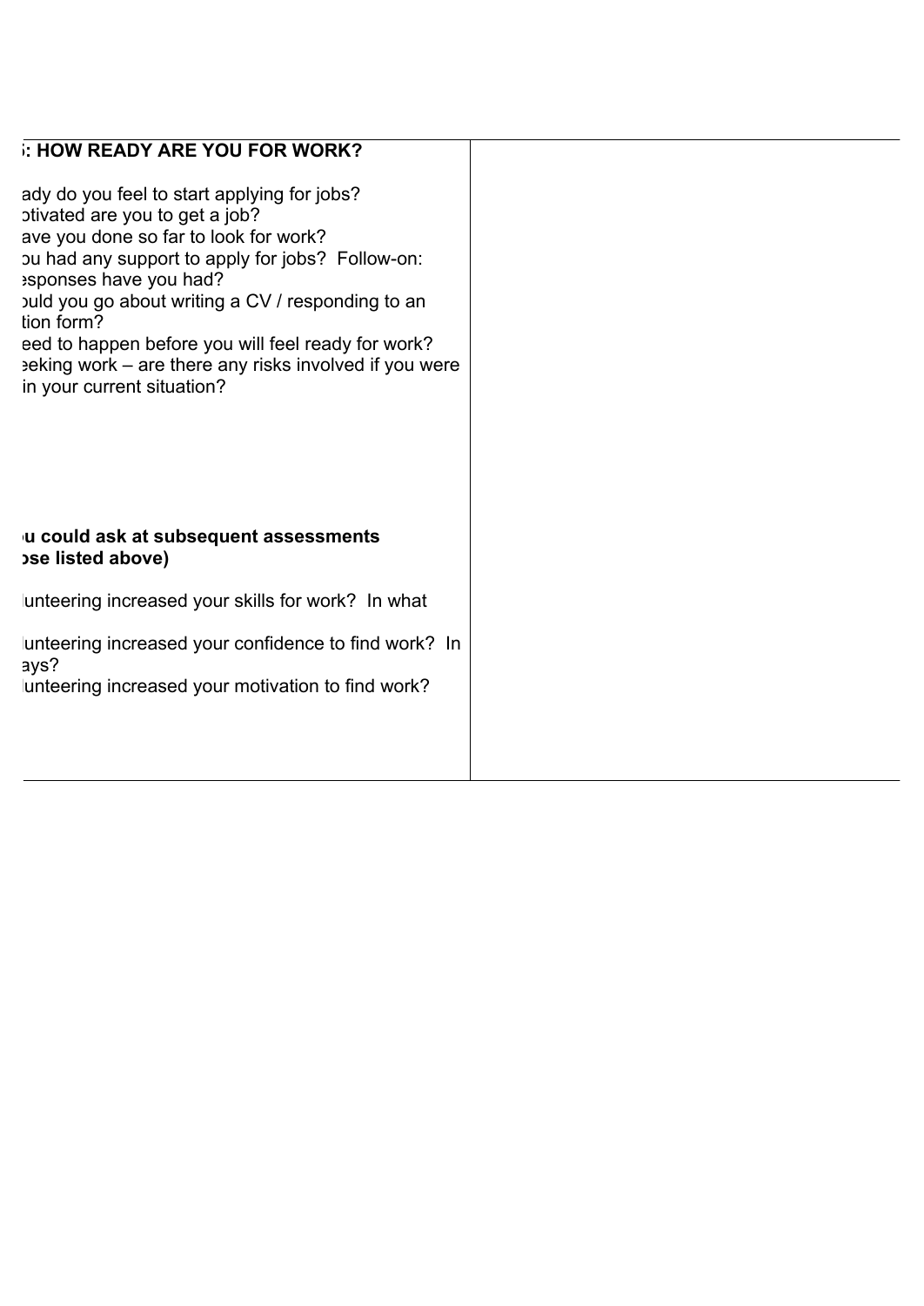| **: HOW READY ARE YOU FOR WORK?**<br><br>ady do you feel to start applying for jobs?<br>otivated are you to get a job?<br>ave you done so far to look for work?<br>ou had any support to apply for jobs? Follow-on: esponses have you had?<br>ould you go about writing a CV / responding to an tion form?<br>eed to happen before you will feel ready for work?<br>eeking work – are there any risks involved if you were in your current situation?<br><br>**u could ask at subsequent assessments ose listed above)**<br><br>lunteering increased your skills for work? In what<br><br>lunteering increased your confidence to find work? In ays?<br>lunteering increased your motivation to find work? | |
|---|---|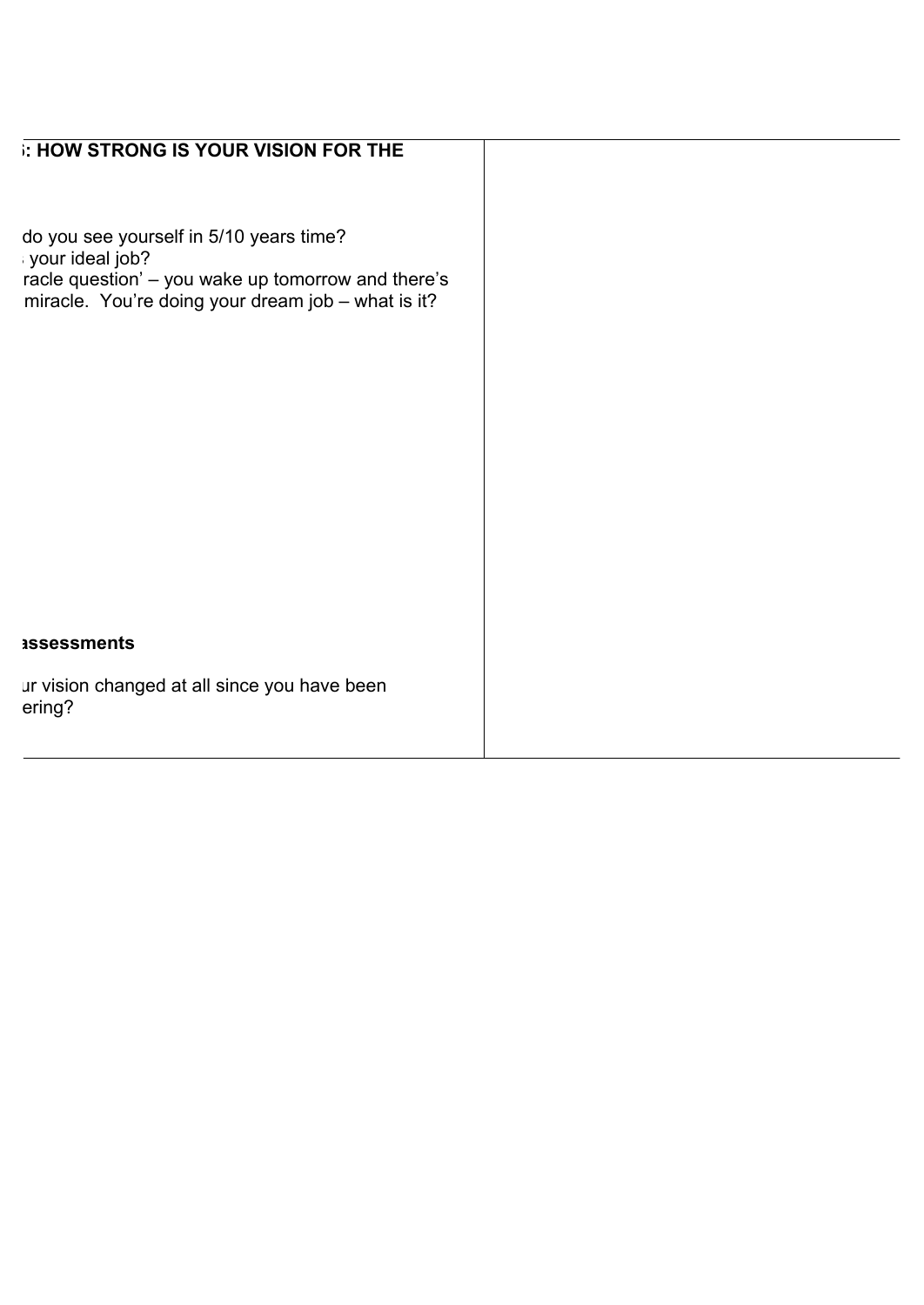| **: HOW STRONG IS YOUR VISION FOR THE** | |
|---|---|
| do you see yourself in 5/10 years time?<br>your ideal job?<br>racle question' – you wake up tomorrow and there's miracle.  You're doing your dream job – what is it? | |
| **assessments**<br><br>ur vision changed at all since you have been ering? | |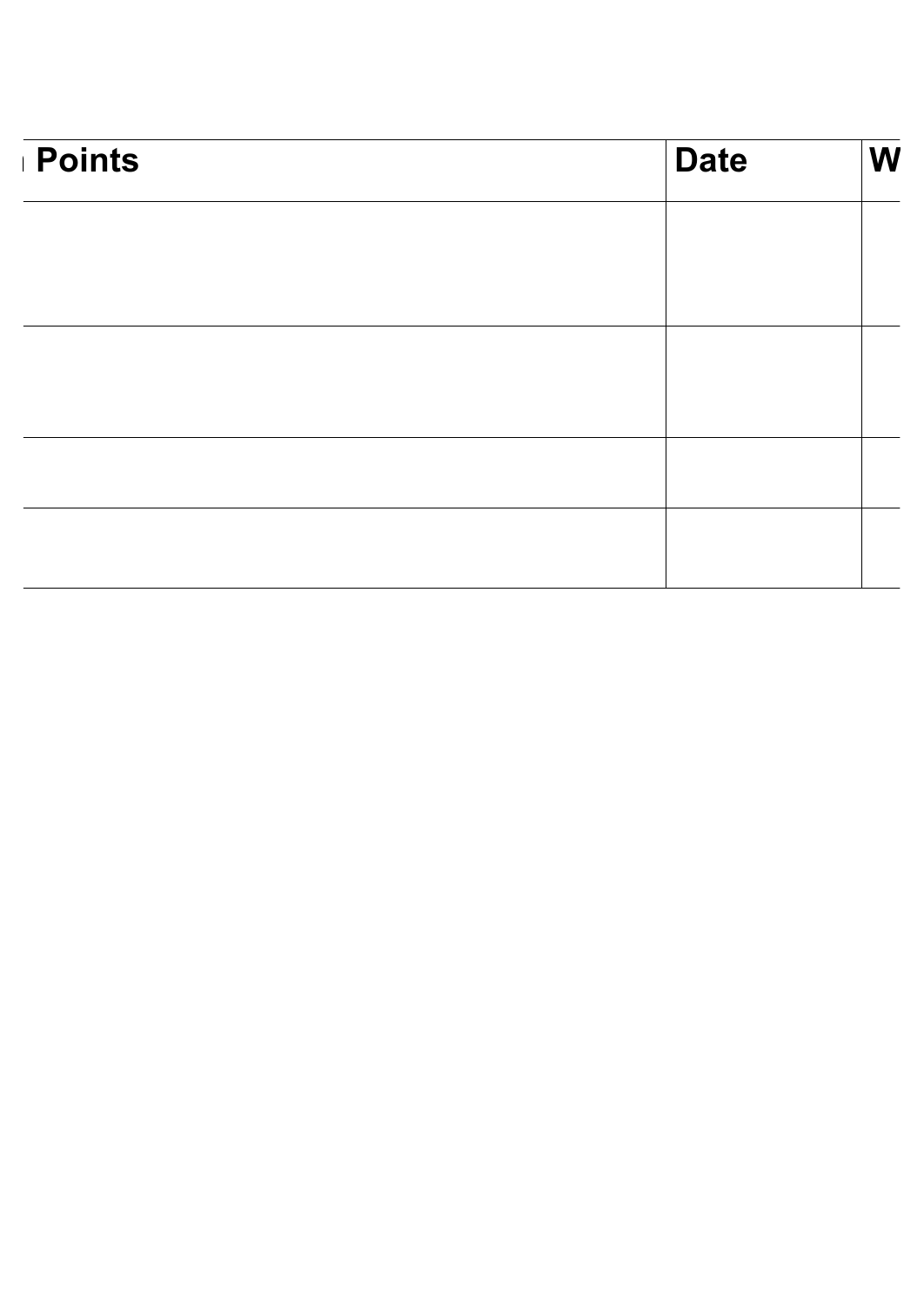| Points | Date | W |
|---|---|---|
| | | |
| | | |
| | | |
| | | |